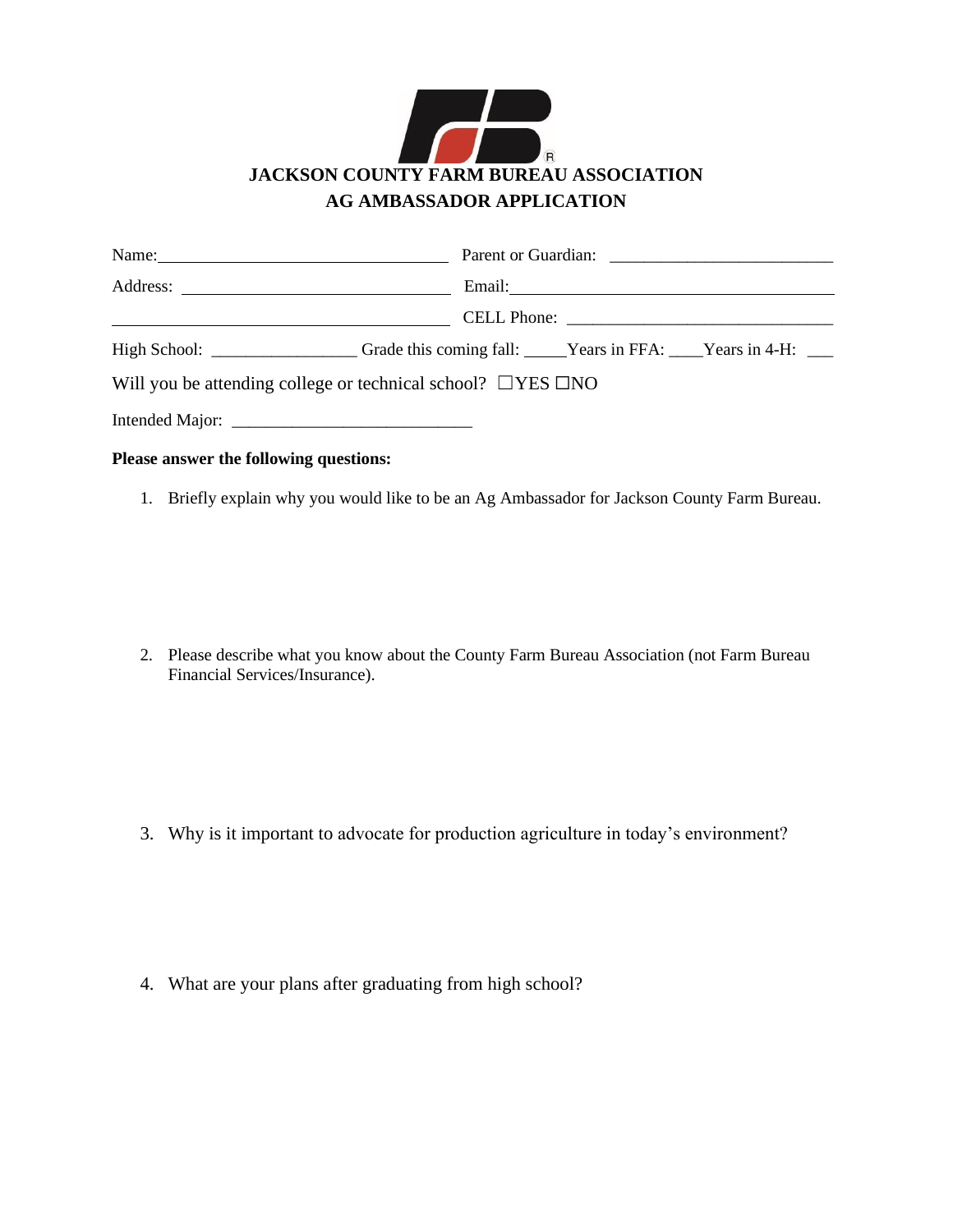# JACKSON COUNTY FARM BUREAU ASSOCIATION
## AG AMBASSADOR APPLICATION

Name: ______________________________ Parent or Guardian: ______________________________

Address: ______________________________ Email: ______________________________

______________________________ CELL Phone: ______________________________

High School: ________________ Grade this coming fall: _____ Years in FFA: ____ Years in 4-H: ___

Will you be attending college or technical school? ☐YES ☐NO

Intended Major: ___________________________

**Please answer the following questions:**

1. Briefly explain why you would like to be an Ag Ambassador for Jackson County Farm Bureau.

2. Please describe what you know about the County Farm Bureau Association (not Farm Bureau Financial Services/Insurance).

3. Why is it important to advocate for production agriculture in today's environment?

4. What are your plans after graduating from high school?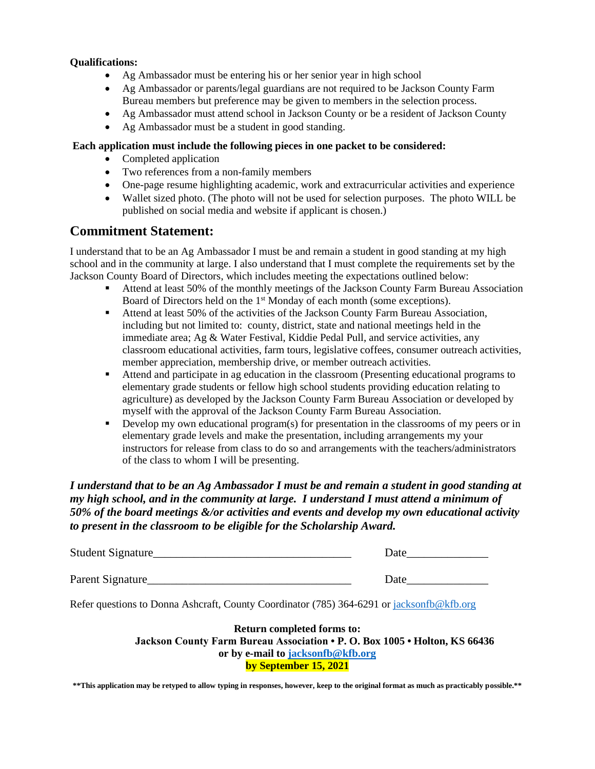**Qualifications:**

- Ag Ambassador must be entering his or her senior year in high school
- Ag Ambassador or parents/legal guardians are not required to be Jackson County Farm Bureau members but preference may be given to members in the selection process.
- Ag Ambassador must attend school in Jackson County or be a resident of Jackson County
- Ag Ambassador must be a student in good standing.

**Each application must include the following pieces in one packet to be considered:**

- Completed application
- Two references from a non-family members
- One-page resume highlighting academic, work and extracurricular activities and experience
- Wallet sized photo. (The photo will not be used for selection purposes. The photo WILL be published on social media and website if applicant is chosen.)

## Commitment Statement:

I understand that to be an Ag Ambassador I must be and remain a student in good standing at my high school and in the community at large. I also understand that I must complete the requirements set by the Jackson County Board of Directors, which includes meeting the expectations outlined below:

- Attend at least 50% of the monthly meetings of the Jackson County Farm Bureau Association Board of Directors held on the 1st Monday of each month (some exceptions).
- Attend at least 50% of the activities of the Jackson County Farm Bureau Association, including but not limited to: county, district, state and national meetings held in the immediate area; Ag & Water Festival, Kiddie Pedal Pull, and service activities, any classroom educational activities, farm tours, legislative coffees, consumer outreach activities, member appreciation, membership drive, or member outreach activities.
- Attend and participate in ag education in the classroom (Presenting educational programs to elementary grade students or fellow high school students providing education relating to agriculture) as developed by the Jackson County Farm Bureau Association or developed by myself with the approval of the Jackson County Farm Bureau Association.
- Develop my own educational program(s) for presentation in the classrooms of my peers or in elementary grade levels and make the presentation, including arrangements my your instructors for release from class to do so and arrangements with the teachers/administrators of the class to whom I will be presenting.

***I understand that to be an Ag Ambassador I must be and remain a student in good standing at my high school, and in the community at large. I understand I must attend a minimum of 50% of the board meetings &/or activities and events and develop my own educational activity to present in the classroom to be eligible for the Scholarship Award.***

Student Signature_________________________________ Date_____________

Parent Signature__________________________________ Date_____________

Refer questions to Donna Ashcraft, County Coordinator (785) 364-6291 or jacksonfb@kfb.org

**Return completed forms to:**
**Jackson County Farm Bureau Association • P. O. Box 1005 • Holton, KS 66436**
**or by e-mail to jacksonfb@kfb.org**
**by September 15, 2021**

**\*\*This application may be retyped to allow typing in responses, however, keep to the original format as much as practicably possible.\*\***